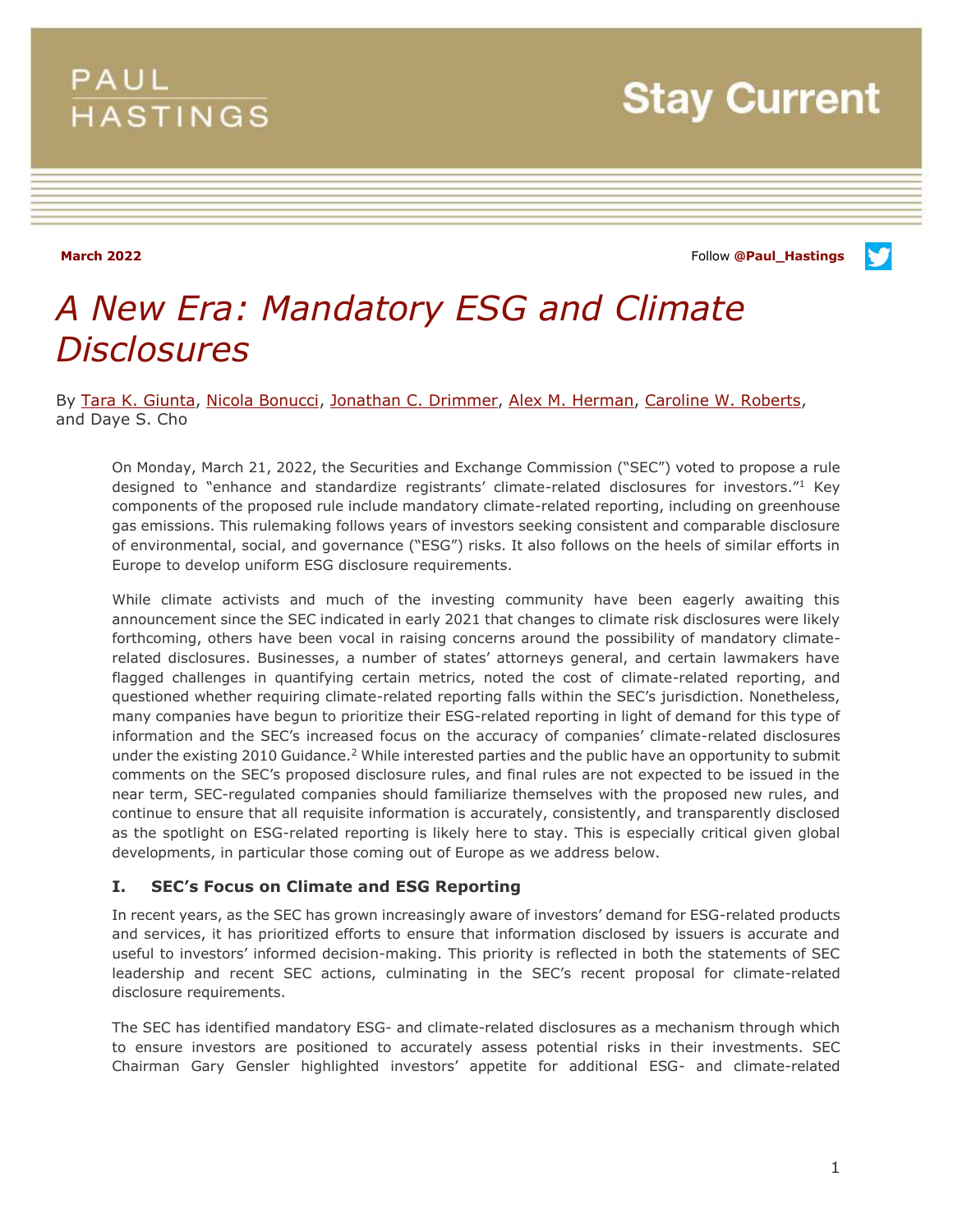PAUL HASTINGS

Stay Current

**March 2022**

Follow **@Paul_Hastings**

# *A New Era: Mandatory ESG and Climate Disclosures*

By Tara K. Giunta, Nicola Bonucci, Jonathan C. Drimmer, Alex M. Herman, Caroline W. Roberts, and Daye S. Cho

On Monday, March 21, 2022, the Securities and Exchange Commission ("SEC") voted to propose a rule designed to "enhance and standardize registrants' climate-related disclosures for investors."[1] Key components of the proposed rule include mandatory climate-related reporting, including on greenhouse gas emissions. This rulemaking follows years of investors seeking consistent and comparable disclosure of environmental, social, and governance ("ESG") risks. It also follows on the heels of similar efforts in Europe to develop uniform ESG disclosure requirements.

While climate activists and much of the investing community have been eagerly awaiting this announcement since the SEC indicated in early 2021 that changes to climate risk disclosures were likely forthcoming, others have been vocal in raising concerns around the possibility of mandatory climate-related disclosures. Businesses, a number of states' attorneys general, and certain lawmakers have flagged challenges in quantifying certain metrics, noted the cost of climate-related reporting, and questioned whether requiring climate-related reporting falls within the SEC's jurisdiction. Nonetheless, many companies have begun to prioritize their ESG-related reporting in light of demand for this type of information and the SEC's increased focus on the accuracy of companies' climate-related disclosures under the existing 2010 Guidance.[2] While interested parties and the public have an opportunity to submit comments on the SEC's proposed disclosure rules, and final rules are not expected to be issued in the near term, SEC-regulated companies should familiarize themselves with the proposed new rules, and continue to ensure that all requisite information is accurately, consistently, and transparently disclosed as the spotlight on ESG-related reporting is likely here to stay. This is especially critical given global developments, in particular those coming out of Europe as we address below.

### I. SEC's Focus on Climate and ESG Reporting

In recent years, as the SEC has grown increasingly aware of investors' demand for ESG-related products and services, it has prioritized efforts to ensure that information disclosed by issuers is accurate and useful to investors' informed decision-making. This priority is reflected in both the statements of SEC leadership and recent SEC actions, culminating in the SEC's recent proposal for climate-related disclosure requirements.

The SEC has identified mandatory ESG- and climate-related disclosures as a mechanism through which to ensure investors are positioned to accurately assess potential risks in their investments. SEC Chairman Gary Gensler highlighted investors' appetite for additional ESG- and climate-related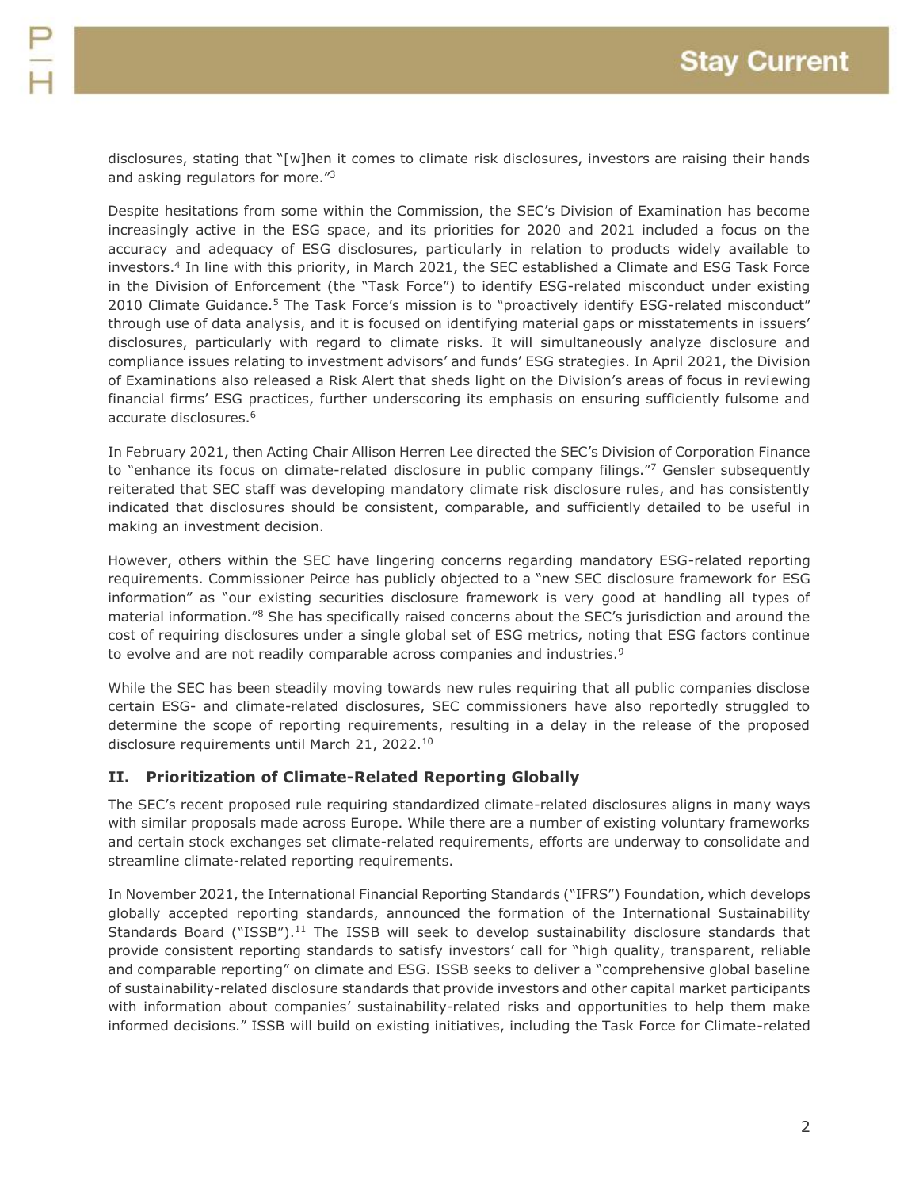disclosures, stating that "[w]hen it comes to climate risk disclosures, investors are raising their hands and asking regulators for more."[3]

Despite hesitations from some within the Commission, the SEC's Division of Examination has become increasingly active in the ESG space, and its priorities for 2020 and 2021 included a focus on the accuracy and adequacy of ESG disclosures, particularly in relation to products widely available to investors.[4] In line with this priority, in March 2021, the SEC established a Climate and ESG Task Force in the Division of Enforcement (the "Task Force") to identify ESG-related misconduct under existing 2010 Climate Guidance.[5] The Task Force's mission is to "proactively identify ESG-related misconduct" through use of data analysis, and it is focused on identifying material gaps or misstatements in issuers' disclosures, particularly with regard to climate risks. It will simultaneously analyze disclosure and compliance issues relating to investment advisors' and funds' ESG strategies. In April 2021, the Division of Examinations also released a Risk Alert that sheds light on the Division's areas of focus in reviewing financial firms' ESG practices, further underscoring its emphasis on ensuring sufficiently fulsome and accurate disclosures.[6]

In February 2021, then Acting Chair Allison Herren Lee directed the SEC's Division of Corporation Finance to "enhance its focus on climate-related disclosure in public company filings."[7] Gensler subsequently reiterated that SEC staff was developing mandatory climate risk disclosure rules, and has consistently indicated that disclosures should be consistent, comparable, and sufficiently detailed to be useful in making an investment decision.

However, others within the SEC have lingering concerns regarding mandatory ESG-related reporting requirements. Commissioner Peirce has publicly objected to a "new SEC disclosure framework for ESG information" as "our existing securities disclosure framework is very good at handling all types of material information."[8] She has specifically raised concerns about the SEC's jurisdiction and around the cost of requiring disclosures under a single global set of ESG metrics, noting that ESG factors continue to evolve and are not readily comparable across companies and industries.[9]

While the SEC has been steadily moving towards new rules requiring that all public companies disclose certain ESG- and climate-related disclosures, SEC commissioners have also reportedly struggled to determine the scope of reporting requirements, resulting in a delay in the release of the proposed disclosure requirements until March 21, 2022.[10]

## II. Prioritization of Climate-Related Reporting Globally

The SEC's recent proposed rule requiring standardized climate-related disclosures aligns in many ways with similar proposals made across Europe. While there are a number of existing voluntary frameworks and certain stock exchanges set climate-related requirements, efforts are underway to consolidate and streamline climate-related reporting requirements.

In November 2021, the International Financial Reporting Standards ("IFRS") Foundation, which develops globally accepted reporting standards, announced the formation of the International Sustainability Standards Board ("ISSB").[11] The ISSB will seek to develop sustainability disclosure standards that provide consistent reporting standards to satisfy investors' call for "high quality, transparent, reliable and comparable reporting" on climate and ESG. ISSB seeks to deliver a "comprehensive global baseline of sustainability-related disclosure standards that provide investors and other capital market participants with information about companies' sustainability-related risks and opportunities to help them make informed decisions." ISSB will build on existing initiatives, including the Task Force for Climate-related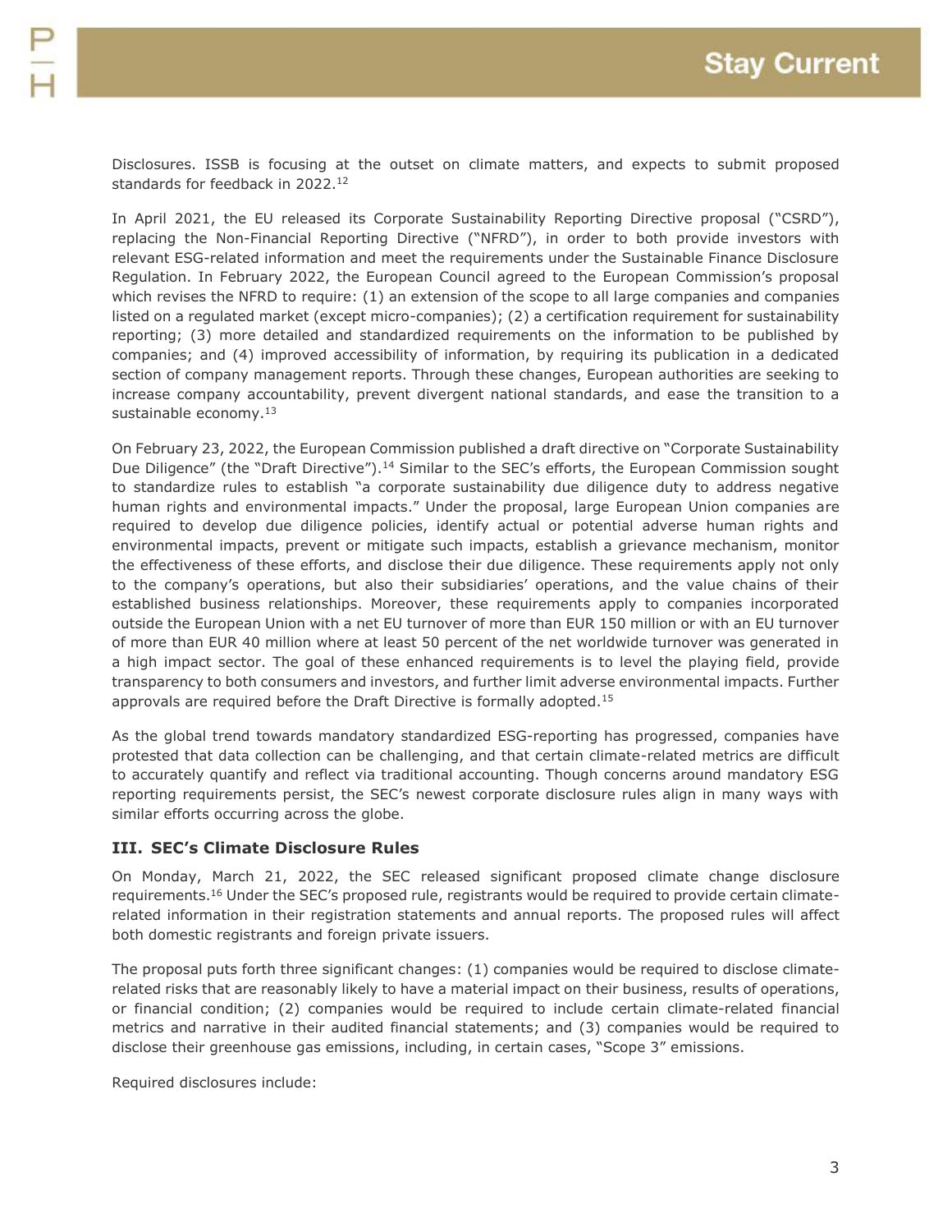Disclosures. ISSB is focusing at the outset on climate matters, and expects to submit proposed standards for feedback in 2022.[12]

In April 2021, the EU released its Corporate Sustainability Reporting Directive proposal ("CSRD"), replacing the Non-Financial Reporting Directive ("NFRD"), in order to both provide investors with relevant ESG-related information and meet the requirements under the Sustainable Finance Disclosure Regulation. In February 2022, the European Council agreed to the European Commission's proposal which revises the NFRD to require: (1) an extension of the scope to all large companies and companies listed on a regulated market (except micro-companies); (2) a certification requirement for sustainability reporting; (3) more detailed and standardized requirements on the information to be published by companies; and (4) improved accessibility of information, by requiring its publication in a dedicated section of company management reports. Through these changes, European authorities are seeking to increase company accountability, prevent divergent national standards, and ease the transition to a sustainable economy.[13]

On February 23, 2022, the European Commission published a draft directive on "Corporate Sustainability Due Diligence" (the "Draft Directive").[14] Similar to the SEC's efforts, the European Commission sought to standardize rules to establish "a corporate sustainability due diligence duty to address negative human rights and environmental impacts." Under the proposal, large European Union companies are required to develop due diligence policies, identify actual or potential adverse human rights and environmental impacts, prevent or mitigate such impacts, establish a grievance mechanism, monitor the effectiveness of these efforts, and disclose their due diligence. These requirements apply not only to the company's operations, but also their subsidiaries' operations, and the value chains of their established business relationships. Moreover, these requirements apply to companies incorporated outside the European Union with a net EU turnover of more than EUR 150 million or with an EU turnover of more than EUR 40 million where at least 50 percent of the net worldwide turnover was generated in a high impact sector. The goal of these enhanced requirements is to level the playing field, provide transparency to both consumers and investors, and further limit adverse environmental impacts. Further approvals are required before the Draft Directive is formally adopted.[15]

As the global trend towards mandatory standardized ESG-reporting has progressed, companies have protested that data collection can be challenging, and that certain climate-related metrics are difficult to accurately quantify and reflect via traditional accounting. Though concerns around mandatory ESG reporting requirements persist, the SEC's newest corporate disclosure rules align in many ways with similar efforts occurring across the globe.

### III. SEC's Climate Disclosure Rules

On Monday, March 21, 2022, the SEC released significant proposed climate change disclosure requirements.[16] Under the SEC's proposed rule, registrants would be required to provide certain climate-related information in their registration statements and annual reports. The proposed rules will affect both domestic registrants and foreign private issuers.

The proposal puts forth three significant changes: (1) companies would be required to disclose climate-related risks that are reasonably likely to have a material impact on their business, results of operations, or financial condition; (2) companies would be required to include certain climate-related financial metrics and narrative in their audited financial statements; and (3) companies would be required to disclose their greenhouse gas emissions, including, in certain cases, "Scope 3" emissions.

Required disclosures include: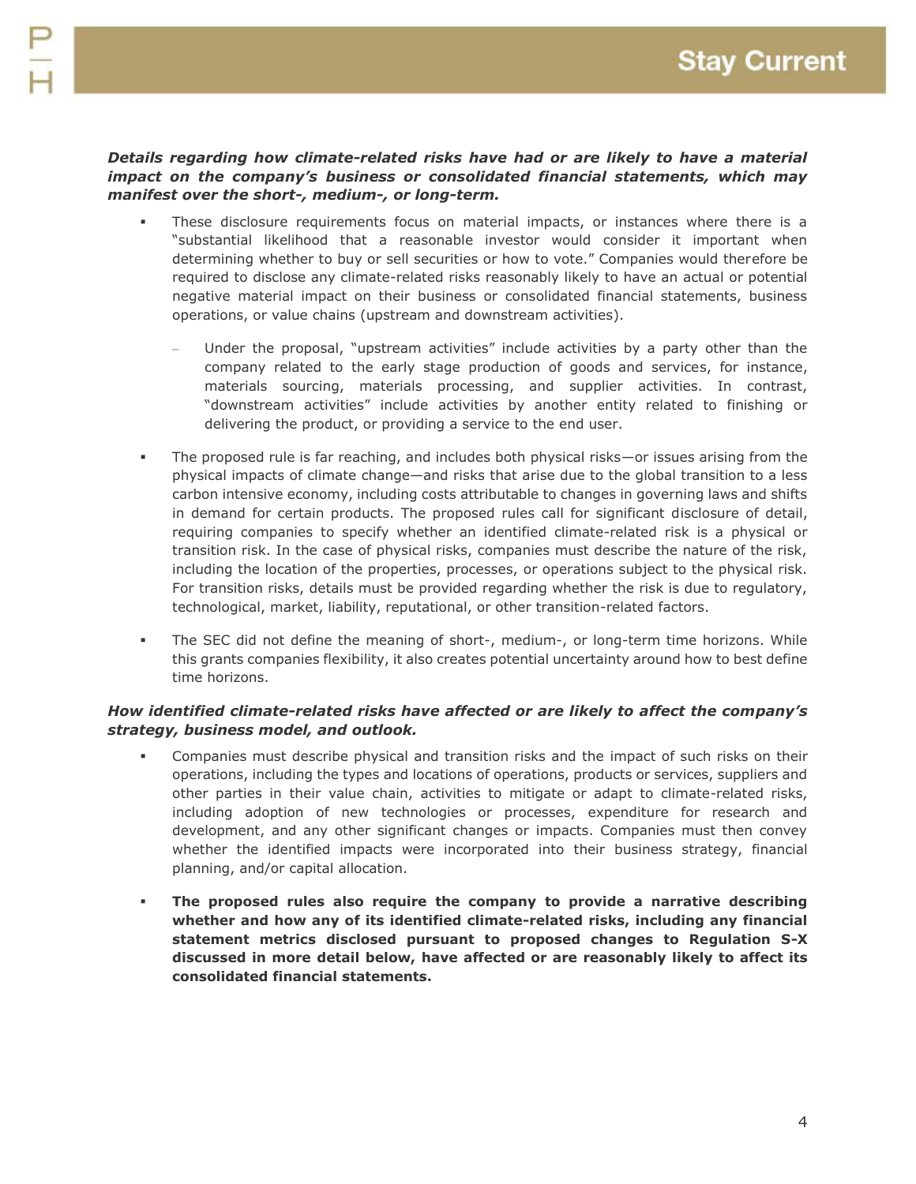***Details regarding how climate-related risks have had or are likely to have a material impact on the company's business or consolidated financial statements, which may manifest over the short-, medium-, or long-term.***

- These disclosure requirements focus on material impacts, or instances where there is a "substantial likelihood that a reasonable investor would consider it important when determining whether to buy or sell securities or how to vote." Companies would therefore be required to disclose any climate-related risks reasonably likely to have an actual or potential negative material impact on their business or consolidated financial statements, business operations, or value chains (upstream and downstream activities).
  - Under the proposal, "upstream activities" include activities by a party other than the company related to the early stage production of goods and services, for instance, materials sourcing, materials processing, and supplier activities. In contrast, "downstream activities" include activities by another entity related to finishing or delivering the product, or providing a service to the end user.
- The proposed rule is far reaching, and includes both physical risks—or issues arising from the physical impacts of climate change—and risks that arise due to the global transition to a less carbon intensive economy, including costs attributable to changes in governing laws and shifts in demand for certain products. The proposed rules call for significant disclosure of detail, requiring companies to specify whether an identified climate-related risk is a physical or transition risk. In the case of physical risks, companies must describe the nature of the risk, including the location of the properties, processes, or operations subject to the physical risk. For transition risks, details must be provided regarding whether the risk is due to regulatory, technological, market, liability, reputational, or other transition-related factors.
- The SEC did not define the meaning of short-, medium-, or long-term time horizons. While this grants companies flexibility, it also creates potential uncertainty around how to best define time horizons.

***How identified climate-related risks have affected or are likely to affect the company's strategy, business model, and outlook.***

- Companies must describe physical and transition risks and the impact of such risks on their operations, including the types and locations of operations, products or services, suppliers and other parties in their value chain, activities to mitigate or adapt to climate-related risks, including adoption of new technologies or processes, expenditure for research and development, and any other significant changes or impacts. Companies must then convey whether the identified impacts were incorporated into their business strategy, financial planning, and/or capital allocation.
- **The proposed rules also require the company to provide a narrative describing whether and how any of its identified climate-related risks, including any financial statement metrics disclosed pursuant to proposed changes to Regulation S-X discussed in more detail below, have affected or are reasonably likely to affect its consolidated financial statements.**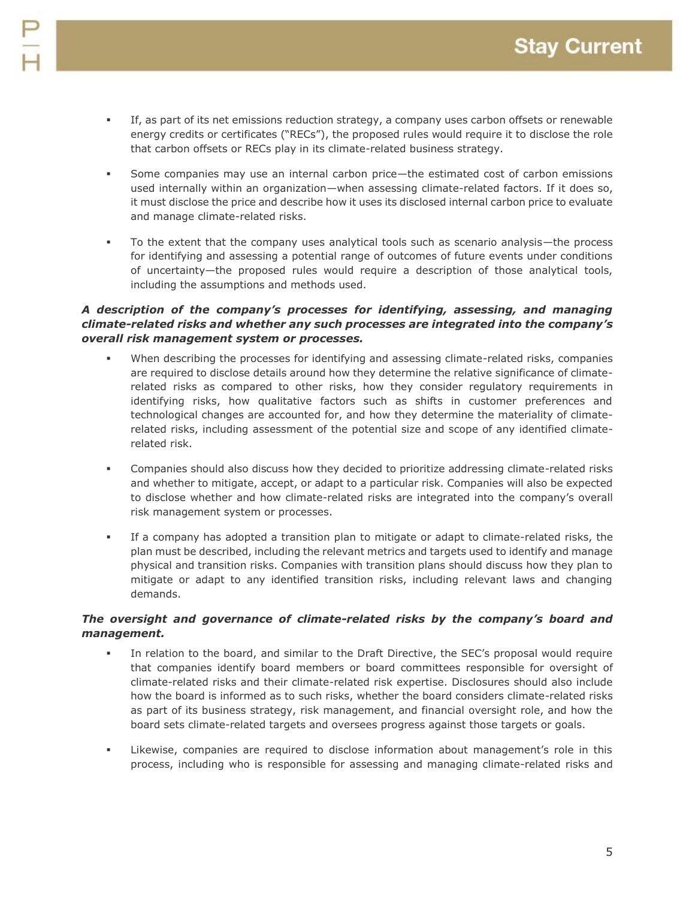- If, as part of its net emissions reduction strategy, a company uses carbon offsets or renewable energy credits or certificates ("RECs"), the proposed rules would require it to disclose the role that carbon offsets or RECs play in its climate-related business strategy.

- Some companies may use an internal carbon price—the estimated cost of carbon emissions used internally within an organization—when assessing climate-related factors. If it does so, it must disclose the price and describe how it uses its disclosed internal carbon price to evaluate and manage climate-related risks.

- To the extent that the company uses analytical tools such as scenario analysis—the process for identifying and assessing a potential range of outcomes of future events under conditions of uncertainty—the proposed rules would require a description of those analytical tools, including the assumptions and methods used.

***A description of the company's processes for identifying, assessing, and managing climate-related risks and whether any such processes are integrated into the company's overall risk management system or processes.***

- When describing the processes for identifying and assessing climate-related risks, companies are required to disclose details around how they determine the relative significance of climate-related risks as compared to other risks, how they consider regulatory requirements in identifying risks, how qualitative factors such as shifts in customer preferences and technological changes are accounted for, and how they determine the materiality of climate-related risks, including assessment of the potential size and scope of any identified climate-related risk.

- Companies should also discuss how they decided to prioritize addressing climate-related risks and whether to mitigate, accept, or adapt to a particular risk. Companies will also be expected to disclose whether and how climate-related risks are integrated into the company's overall risk management system or processes.

- If a company has adopted a transition plan to mitigate or adapt to climate-related risks, the plan must be described, including the relevant metrics and targets used to identify and manage physical and transition risks. Companies with transition plans should discuss how they plan to mitigate or adapt to any identified transition risks, including relevant laws and changing demands.

***The oversight and governance of climate-related risks by the company's board and management.***

- In relation to the board, and similar to the Draft Directive, the SEC's proposal would require that companies identify board members or board committees responsible for oversight of climate-related risks and their climate-related risk expertise. Disclosures should also include how the board is informed as to such risks, whether the board considers climate-related risks as part of its business strategy, risk management, and financial oversight role, and how the board sets climate-related targets and oversees progress against those targets or goals.

- Likewise, companies are required to disclose information about management's role in this process, including who is responsible for assessing and managing climate-related risks and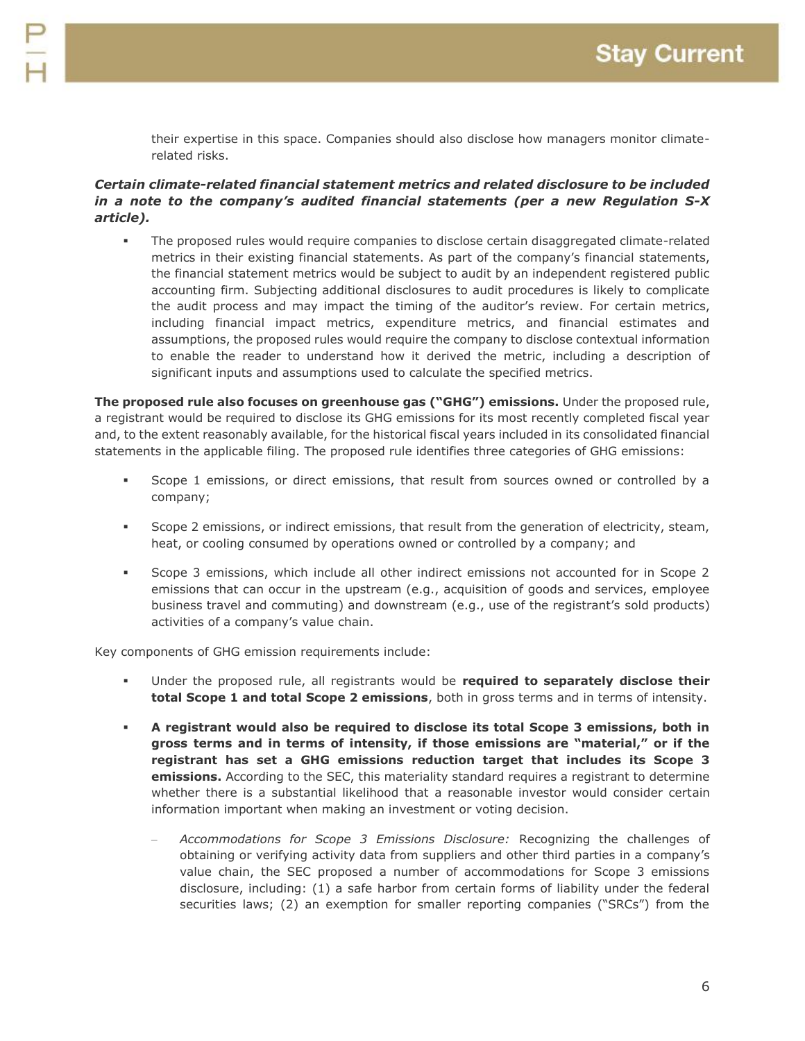their expertise in this space. Companies should also disclose how managers monitor climate-related risks.

***Certain climate-related financial statement metrics and related disclosure to be included in a note to the company's audited financial statements (per a new Regulation S-X article).***

- The proposed rules would require companies to disclose certain disaggregated climate-related metrics in their existing financial statements. As part of the company's financial statements, the financial statement metrics would be subject to audit by an independent registered public accounting firm. Subjecting additional disclosures to audit procedures is likely to complicate the audit process and may impact the timing of the auditor's review. For certain metrics, including financial impact metrics, expenditure metrics, and financial estimates and assumptions, the proposed rules would require the company to disclose contextual information to enable the reader to understand how it derived the metric, including a description of significant inputs and assumptions used to calculate the specified metrics.

**The proposed rule also focuses on greenhouse gas ("GHG") emissions.** Under the proposed rule, a registrant would be required to disclose its GHG emissions for its most recently completed fiscal year and, to the extent reasonably available, for the historical fiscal years included in its consolidated financial statements in the applicable filing. The proposed rule identifies three categories of GHG emissions:

- Scope 1 emissions, or direct emissions, that result from sources owned or controlled by a company;
- Scope 2 emissions, or indirect emissions, that result from the generation of electricity, steam, heat, or cooling consumed by operations owned or controlled by a company; and
- Scope 3 emissions, which include all other indirect emissions not accounted for in Scope 2 emissions that can occur in the upstream (e.g., acquisition of goods and services, employee business travel and commuting) and downstream (e.g., use of the registrant's sold products) activities of a company's value chain.

Key components of GHG emission requirements include:

- Under the proposed rule, all registrants would be **required to separately disclose their total Scope 1 and total Scope 2 emissions**, both in gross terms and in terms of intensity.
- **A registrant would also be required to disclose its total Scope 3 emissions, both in gross terms and in terms of intensity, if those emissions are "material," or if the registrant has set a GHG emissions reduction target that includes its Scope 3 emissions.** According to the SEC, this materiality standard requires a registrant to determine whether there is a substantial likelihood that a reasonable investor would consider certain information important when making an investment or voting decision.
  - *Accommodations for Scope 3 Emissions Disclosure:* Recognizing the challenges of obtaining or verifying activity data from suppliers and other third parties in a company's value chain, the SEC proposed a number of accommodations for Scope 3 emissions disclosure, including: (1) a safe harbor from certain forms of liability under the federal securities laws; (2) an exemption for smaller reporting companies ("SRCs") from the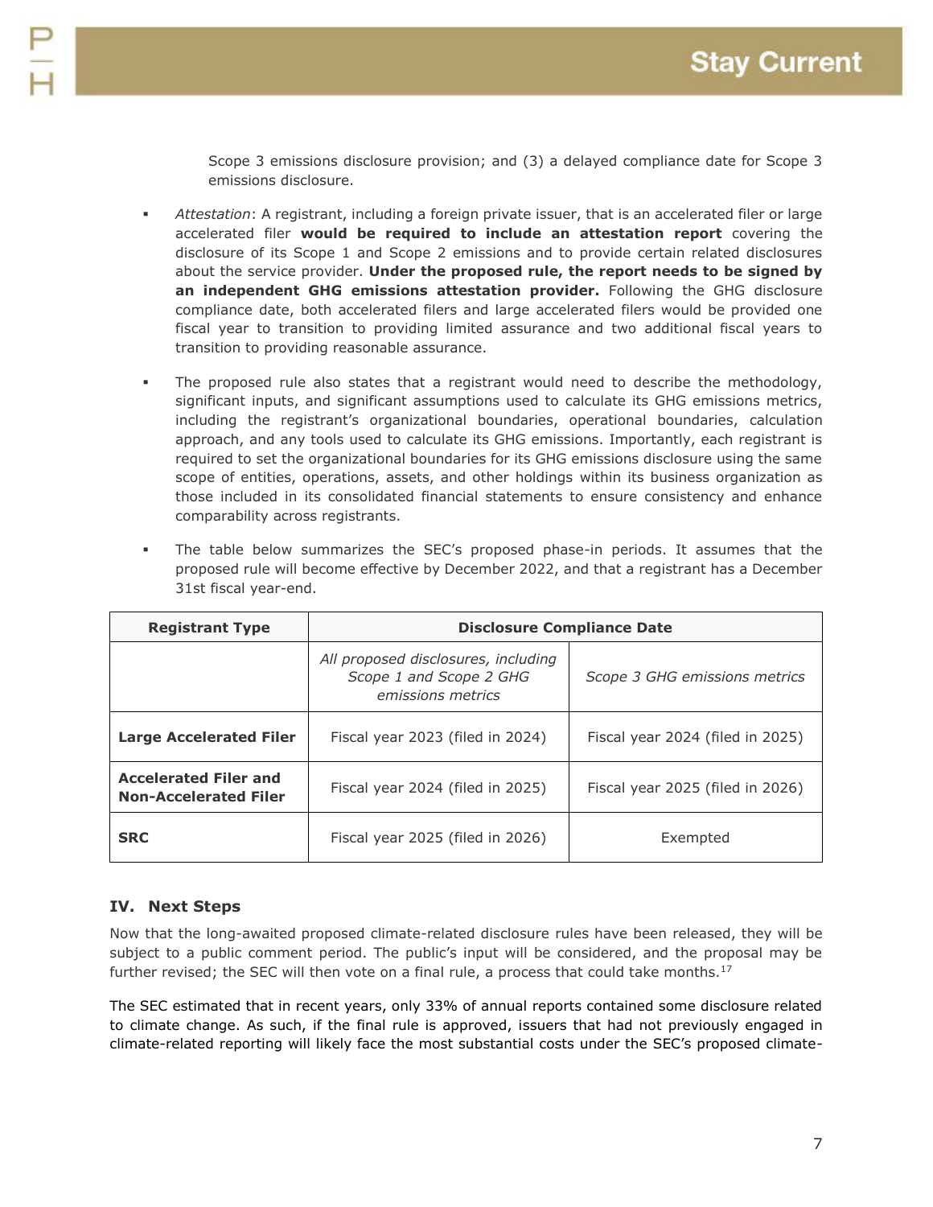Scope 3 emissions disclosure provision; and (3) a delayed compliance date for Scope 3 emissions disclosure.

- *Attestation*: A registrant, including a foreign private issuer, that is an accelerated filer or large accelerated filer **would be required to include an attestation report** covering the disclosure of its Scope 1 and Scope 2 emissions and to provide certain related disclosures about the service provider. **Under the proposed rule, the report needs to be signed by an independent GHG emissions attestation provider.** Following the GHG disclosure compliance date, both accelerated filers and large accelerated filers would be provided one fiscal year to transition to providing limited assurance and two additional fiscal years to transition to providing reasonable assurance.

- The proposed rule also states that a registrant would need to describe the methodology, significant inputs, and significant assumptions used to calculate its GHG emissions metrics, including the registrant's organizational boundaries, operational boundaries, calculation approach, and any tools used to calculate its GHG emissions. Importantly, each registrant is required to set the organizational boundaries for its GHG emissions disclosure using the same scope of entities, operations, assets, and other holdings within its business organization as those included in its consolidated financial statements to ensure consistency and enhance comparability across registrants.

- The table below summarizes the SEC's proposed phase-in periods. It assumes that the proposed rule will become effective by December 2022, and that a registrant has a December 31st fiscal year-end.

| **Registrant Type** | **Disclosure Compliance Date** | |
|---|---|---|
| | *All proposed disclosures, including Scope 1 and Scope 2 GHG emissions metrics* | *Scope 3 GHG emissions metrics* |
| **Large Accelerated Filer** | Fiscal year 2023 (filed in 2024) | Fiscal year 2024 (filed in 2025) |
| **Accelerated Filer and Non-Accelerated Filer** | Fiscal year 2024 (filed in 2025) | Fiscal year 2025 (filed in 2026) |
| **SRC** | Fiscal year 2025 (filed in 2026) | Exempted |

## IV. Next Steps

Now that the long-awaited proposed climate-related disclosure rules have been released, they will be subject to a public comment period. The public's input will be considered, and the proposal may be further revised; the SEC will then vote on a final rule, a process that could take months.[17]

The SEC estimated that in recent years, only 33% of annual reports contained some disclosure related to climate change. As such, if the final rule is approved, issuers that had not previously engaged in climate-related reporting will likely face the most substantial costs under the SEC's proposed climate-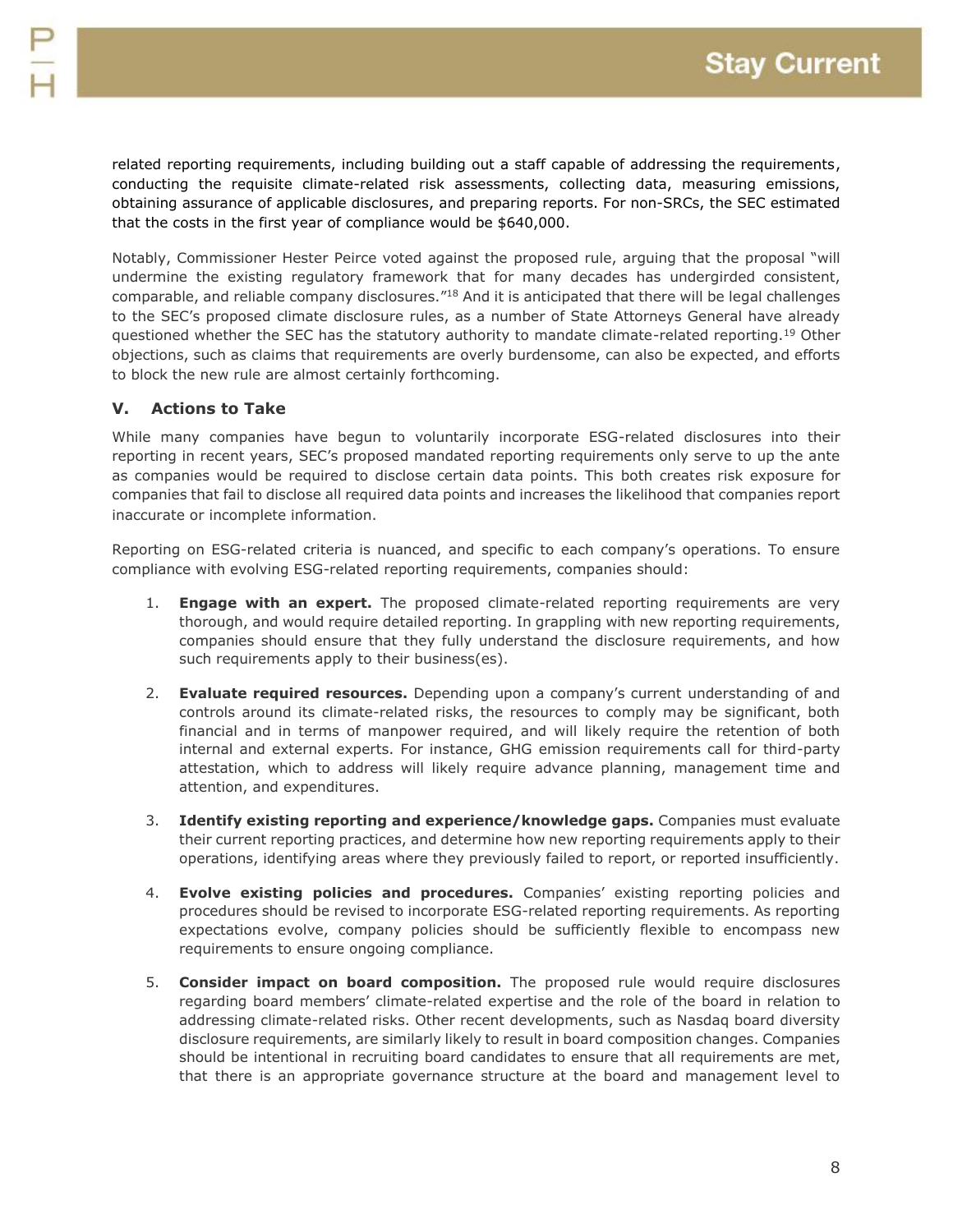related reporting requirements, including building out a staff capable of addressing the requirements, conducting the requisite climate-related risk assessments, collecting data, measuring emissions, obtaining assurance of applicable disclosures, and preparing reports. For non-SRCs, the SEC estimated that the costs in the first year of compliance would be $640,000.

Notably, Commissioner Hester Peirce voted against the proposed rule, arguing that the proposal "will undermine the existing regulatory framework that for many decades has undergirded consistent, comparable, and reliable company disclosures."[18] And it is anticipated that there will be legal challenges to the SEC's proposed climate disclosure rules, as a number of State Attorneys General have already questioned whether the SEC has the statutory authority to mandate climate-related reporting.[19] Other objections, such as claims that requirements are overly burdensome, can also be expected, and efforts to block the new rule are almost certainly forthcoming.

## V. Actions to Take

While many companies have begun to voluntarily incorporate ESG-related disclosures into their reporting in recent years, SEC's proposed mandated reporting requirements only serve to up the ante as companies would be required to disclose certain data points. This both creates risk exposure for companies that fail to disclose all required data points and increases the likelihood that companies report inaccurate or incomplete information.

Reporting on ESG-related criteria is nuanced, and specific to each company's operations. To ensure compliance with evolving ESG-related reporting requirements, companies should:

1. **Engage with an expert.** The proposed climate-related reporting requirements are very thorough, and would require detailed reporting. In grappling with new reporting requirements, companies should ensure that they fully understand the disclosure requirements, and how such requirements apply to their business(es).

2. **Evaluate required resources.** Depending upon a company's current understanding of and controls around its climate-related risks, the resources to comply may be significant, both financial and in terms of manpower required, and will likely require the retention of both internal and external experts. For instance, GHG emission requirements call for third-party attestation, which to address will likely require advance planning, management time and attention, and expenditures.

3. **Identify existing reporting and experience/knowledge gaps.** Companies must evaluate their current reporting practices, and determine how new reporting requirements apply to their operations, identifying areas where they previously failed to report, or reported insufficiently.

4. **Evolve existing policies and procedures.** Companies' existing reporting policies and procedures should be revised to incorporate ESG-related reporting requirements. As reporting expectations evolve, company policies should be sufficiently flexible to encompass new requirements to ensure ongoing compliance.

5. **Consider impact on board composition.** The proposed rule would require disclosures regarding board members' climate-related expertise and the role of the board in relation to addressing climate-related risks. Other recent developments, such as Nasdaq board diversity disclosure requirements, are similarly likely to result in board composition changes. Companies should be intentional in recruiting board candidates to ensure that all requirements are met, that there is an appropriate governance structure at the board and management level to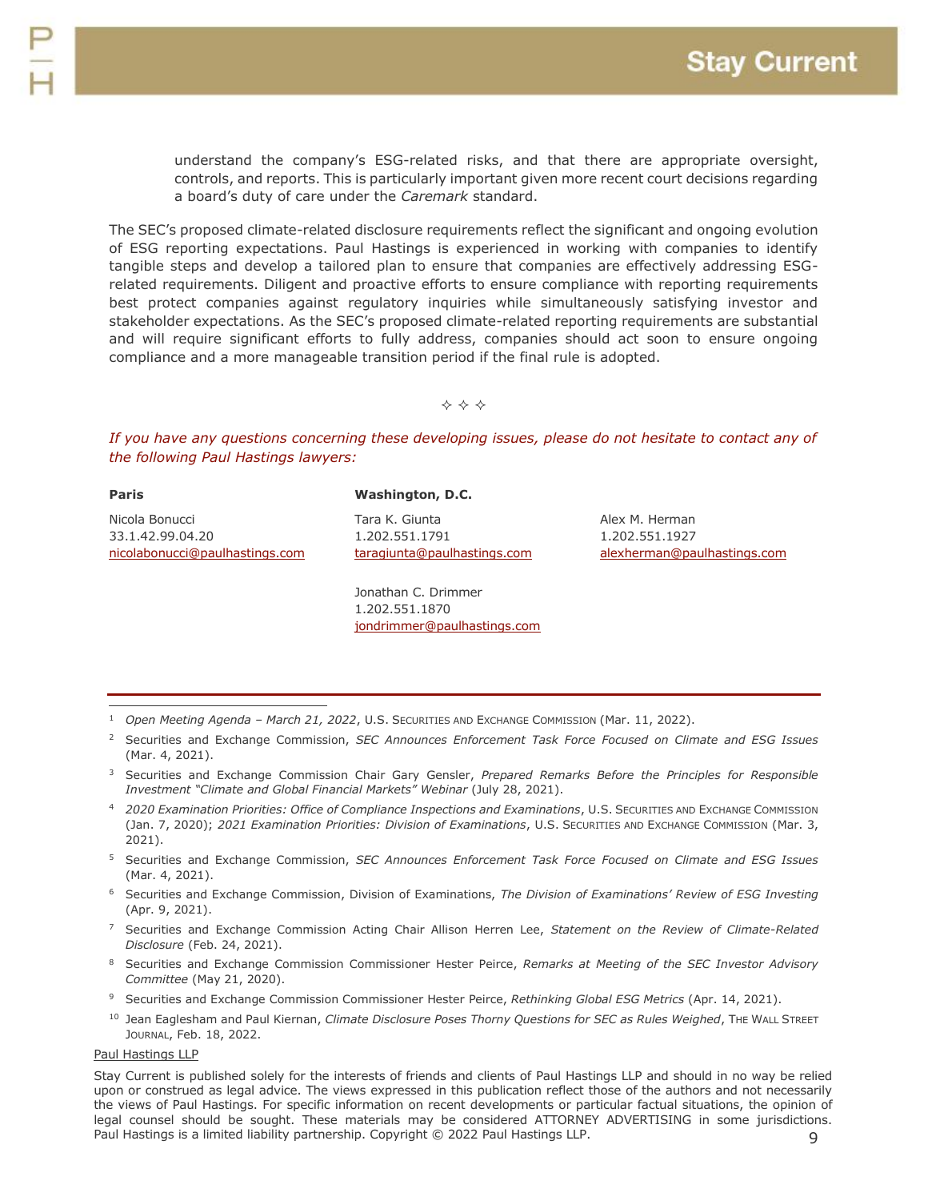understand the company's ESG-related risks, and that there are appropriate oversight, controls, and reports. This is particularly important given more recent court decisions regarding a board's duty of care under the *Caremark* standard.

The SEC's proposed climate-related disclosure requirements reflect the significant and ongoing evolution of ESG reporting expectations. Paul Hastings is experienced in working with companies to identify tangible steps and develop a tailored plan to ensure that companies are effectively addressing ESG-related requirements. Diligent and proactive efforts to ensure compliance with reporting requirements best protect companies against regulatory inquiries while simultaneously satisfying investor and stakeholder expectations. As the SEC's proposed climate-related reporting requirements are substantial and will require significant efforts to fully address, companies should act soon to ensure ongoing compliance and a more manageable transition period if the final rule is adopted.

✧ ✧ ✧

*If you have any questions concerning these developing issues, please do not hesitate to contact any of the following Paul Hastings lawyers:*

**Paris**

Nicola Bonucci
33.1.42.99.04.20
nicolabonucci@paulhastings.com

**Washington, D.C.**

Tara K. Giunta
1.202.551.1791
taragiunta@paulhastings.com

Alex M. Herman
1.202.551.1927
alexherman@paulhastings.com

Jonathan C. Drimmer
1.202.551.1870
jondrimmer@paulhastings.com

---

[1] *Open Meeting Agenda – March 21, 2022*, U.S. Securities and Exchange Commission (Mar. 11, 2022).

[2] Securities and Exchange Commission, *SEC Announces Enforcement Task Force Focused on Climate and ESG Issues* (Mar. 4, 2021).

[3] Securities and Exchange Commission Chair Gary Gensler, *Prepared Remarks Before the Principles for Responsible Investment "Climate and Global Financial Markets" Webinar* (July 28, 2021).

[4] *2020 Examination Priorities: Office of Compliance Inspections and Examinations*, U.S. Securities and Exchange Commission (Jan. 7, 2020); *2021 Examination Priorities: Division of Examinations*, U.S. Securities and Exchange Commission (Mar. 3, 2021).

[5] Securities and Exchange Commission, *SEC Announces Enforcement Task Force Focused on Climate and ESG Issues* (Mar. 4, 2021).

[6] Securities and Exchange Commission, Division of Examinations, *The Division of Examinations' Review of ESG Investing* (Apr. 9, 2021).

[7] Securities and Exchange Commission Acting Chair Allison Herren Lee, *Statement on the Review of Climate-Related Disclosure* (Feb. 24, 2021).

[8] Securities and Exchange Commission Commissioner Hester Peirce, *Remarks at Meeting of the SEC Investor Advisory Committee* (May 21, 2020).

[9] Securities and Exchange Commission Commissioner Hester Peirce, *Rethinking Global ESG Metrics* (Apr. 14, 2021).

[10] Jean Eaglesham and Paul Kiernan, *Climate Disclosure Poses Thorny Questions for SEC as Rules Weighed*, The Wall Street Journal, Feb. 18, 2022.

Paul Hastings LLP

Stay Current is published solely for the interests of friends and clients of Paul Hastings LLP and should in no way be relied upon or construed as legal advice. The views expressed in this publication reflect those of the authors and not necessarily the views of Paul Hastings. For specific information on recent developments or particular factual situations, the opinion of legal counsel should be sought. These materials may be considered ATTORNEY ADVERTISING in some jurisdictions. Paul Hastings is a limited liability partnership. Copyright © 2022 Paul Hastings LLP.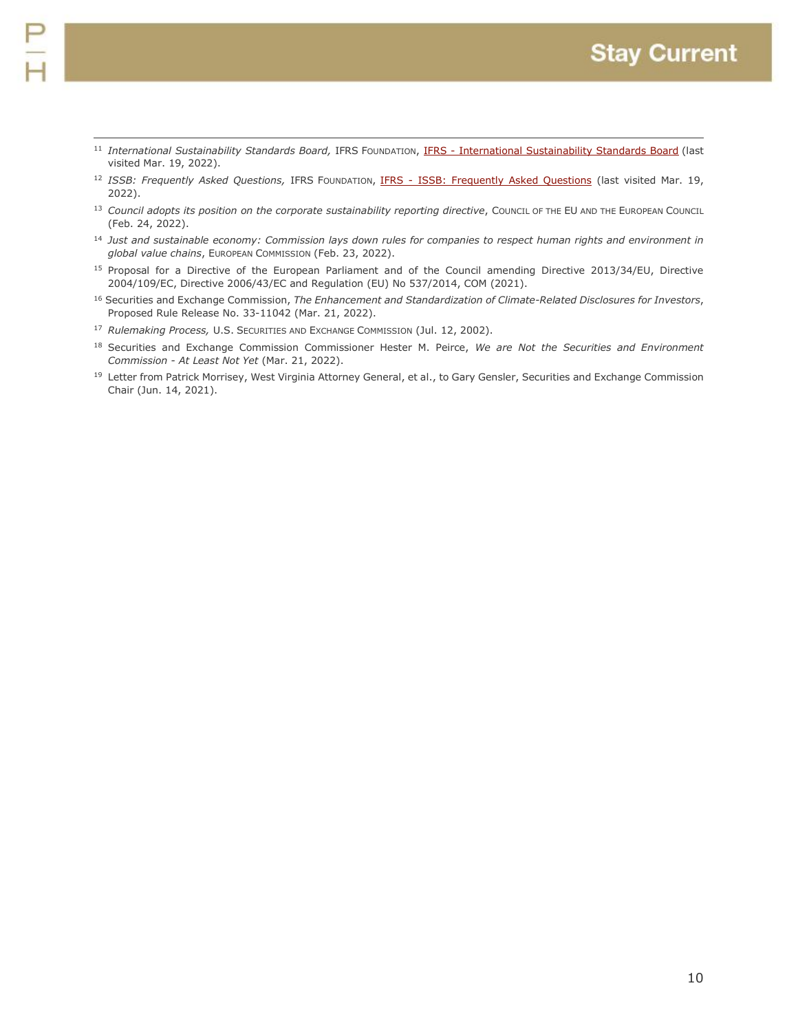[11] *International Sustainability Standards Board,* IFRS FOUNDATION, IFRS - International Sustainability Standards Board (last visited Mar. 19, 2022).

[12] *ISSB: Frequently Asked Questions,* IFRS FOUNDATION, IFRS - ISSB: Frequently Asked Questions (last visited Mar. 19, 2022).

[13] *Council adopts its position on the corporate sustainability reporting directive*, COUNCIL OF THE EU AND THE EUROPEAN COUNCIL (Feb. 24, 2022).

[14] *Just and sustainable economy: Commission lays down rules for companies to respect human rights and environment in global value chains*, EUROPEAN COMMISSION (Feb. 23, 2022).

[15] Proposal for a Directive of the European Parliament and of the Council amending Directive 2013/34/EU, Directive 2004/109/EC, Directive 2006/43/EC and Regulation (EU) No 537/2014, COM (2021).

[16] Securities and Exchange Commission, *The Enhancement and Standardization of Climate-Related Disclosures for Investors*, Proposed Rule Release No. 33-11042 (Mar. 21, 2022).

[17] *Rulemaking Process,* U.S. SECURITIES AND EXCHANGE COMMISSION (Jul. 12, 2002).

[18] Securities and Exchange Commission Commissioner Hester M. Peirce, *We are Not the Securities and Environment Commission - At Least Not Yet* (Mar. 21, 2022).

[19] Letter from Patrick Morrisey, West Virginia Attorney General, et al., to Gary Gensler, Securities and Exchange Commission Chair (Jun. 14, 2021).